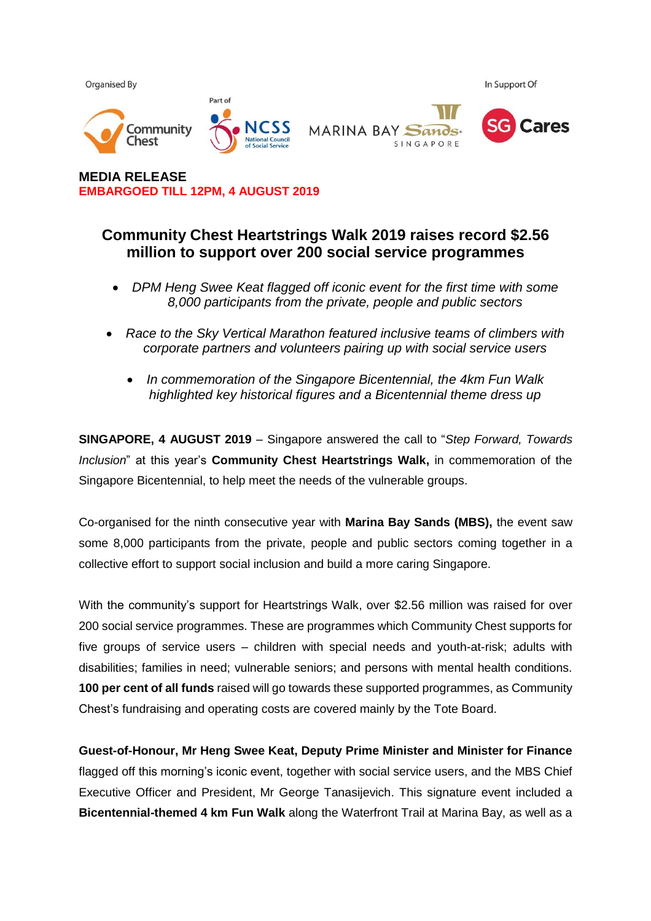Organised By

In Support Of

**MEDIA RELEASE**
**EMBARGOED TILL 12PM, 4 AUGUST 2019**

## Community Chest Heartstrings Walk 2019 raises record $2.56 million to support over 200 social service programmes

- *DPM Heng Swee Keat flagged off iconic event for the first time with some 8,000 participants from the private, people and public sectors*
- *Race to the Sky Vertical Marathon featured inclusive teams of climbers with corporate partners and volunteers pairing up with social service users*
- *In commemoration of the Singapore Bicentennial, the 4km Fun Walk highlighted key historical figures and a Bicentennial theme dress up*

**SINGAPORE, 4 AUGUST 2019** – Singapore answered the call to "*Step Forward, Towards Inclusion*" at this year's **Community Chest Heartstrings Walk,** in commemoration of the Singapore Bicentennial, to help meet the needs of the vulnerable groups.

Co-organised for the ninth consecutive year with **Marina Bay Sands (MBS),** the event saw some 8,000 participants from the private, people and public sectors coming together in a collective effort to support social inclusion and build a more caring Singapore.

With the community's support for Heartstrings Walk, over $2.56 million was raised for over 200 social service programmes. These are programmes which Community Chest supports for five groups of service users – children with special needs and youth-at-risk; adults with disabilities; families in need; vulnerable seniors; and persons with mental health conditions. **100 per cent of all funds** raised will go towards these supported programmes, as Community Chest's fundraising and operating costs are covered mainly by the Tote Board.

**Guest-of-Honour, Mr Heng Swee Keat, Deputy Prime Minister and Minister for Finance** flagged off this morning's iconic event, together with social service users, and the MBS Chief Executive Officer and President, Mr George Tanasijevich. This signature event included a **Bicentennial-themed 4 km Fun Walk** along the Waterfront Trail at Marina Bay, as well as a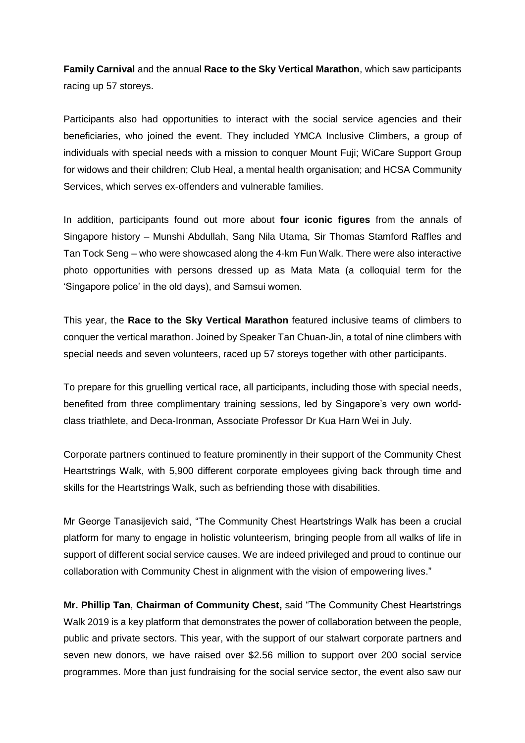**Family Carnival** and the annual **Race to the Sky Vertical Marathon**, which saw participants racing up 57 storeys.

Participants also had opportunities to interact with the social service agencies and their beneficiaries, who joined the event. They included YMCA Inclusive Climbers, a group of individuals with special needs with a mission to conquer Mount Fuji; WiCare Support Group for widows and their children; Club Heal, a mental health organisation; and HCSA Community Services, which serves ex-offenders and vulnerable families.

In addition, participants found out more about **four iconic figures** from the annals of Singapore history – Munshi Abdullah, Sang Nila Utama, Sir Thomas Stamford Raffles and Tan Tock Seng – who were showcased along the 4-km Fun Walk. There were also interactive photo opportunities with persons dressed up as Mata Mata (a colloquial term for the 'Singapore police' in the old days), and Samsui women.

This year, the **Race to the Sky Vertical Marathon** featured inclusive teams of climbers to conquer the vertical marathon. Joined by Speaker Tan Chuan-Jin, a total of nine climbers with special needs and seven volunteers, raced up 57 storeys together with other participants.

To prepare for this gruelling vertical race, all participants, including those with special needs, benefited from three complimentary training sessions, led by Singapore's very own world-class triathlete, and Deca-Ironman, Associate Professor Dr Kua Harn Wei in July.

Corporate partners continued to feature prominently in their support of the Community Chest Heartstrings Walk, with 5,900 different corporate employees giving back through time and skills for the Heartstrings Walk, such as befriending those with disabilities.

Mr George Tanasijevich said, "The Community Chest Heartstrings Walk has been a crucial platform for many to engage in holistic volunteerism, bringing people from all walks of life in support of different social service causes. We are indeed privileged and proud to continue our collaboration with Community Chest in alignment with the vision of empowering lives."

**Mr. Phillip Tan**, **Chairman of Community Chest,** said "The Community Chest Heartstrings Walk 2019 is a key platform that demonstrates the power of collaboration between the people, public and private sectors. This year, with the support of our stalwart corporate partners and seven new donors, we have raised over $2.56 million to support over 200 social service programmes. More than just fundraising for the social service sector, the event also saw our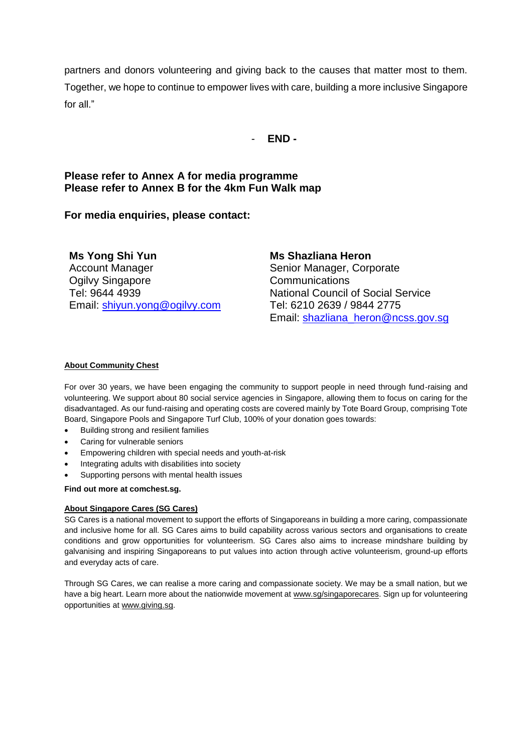partners and donors volunteering and giving back to the causes that matter most to them. Together, we hope to continue to empower lives with care, building a more inclusive Singapore for all."

- **END -**

**Please refer to Annex A for media programme**
**Please refer to Annex B for the 4km Fun Walk map**

**For media enquiries, please contact:**

**Ms Yong Shi Yun**
Account Manager
Ogilvy Singapore
Tel: 9644 4939
Email: shiyun.yong@ogilvy.com

**Ms Shazliana Heron**
Senior Manager, Corporate Communications
National Council of Social Service
Tel: 6210 2639 / 9844 2775
Email: shazliana_heron@ncss.gov.sg

**About Community Chest**

For over 30 years, we have been engaging the community to support people in need through fund-raising and volunteering. We support about 80 social service agencies in Singapore, allowing them to focus on caring for the disadvantaged. As our fund-raising and operating costs are covered mainly by Tote Board Group, comprising Tote Board, Singapore Pools and Singapore Turf Club, 100% of your donation goes towards:

- Building strong and resilient families
- Caring for vulnerable seniors
- Empowering children with special needs and youth-at-risk
- Integrating adults with disabilities into society
- Supporting persons with mental health issues

**Find out more at comchest.sg.**

**About Singapore Cares (SG Cares)**

SG Cares is a national movement to support the efforts of Singaporeans in building a more caring, compassionate and inclusive home for all. SG Cares aims to build capability across various sectors and organisations to create conditions and grow opportunities for volunteerism. SG Cares also aims to increase mindshare building by galvanising and inspiring Singaporeans to put values into action through active volunteerism, ground-up efforts and everyday acts of care.

Through SG Cares, we can realise a more caring and compassionate society. We may be a small nation, but we have a big heart. Learn more about the nationwide movement at www.sg/singaporecares. Sign up for volunteering opportunities at www.giving.sg.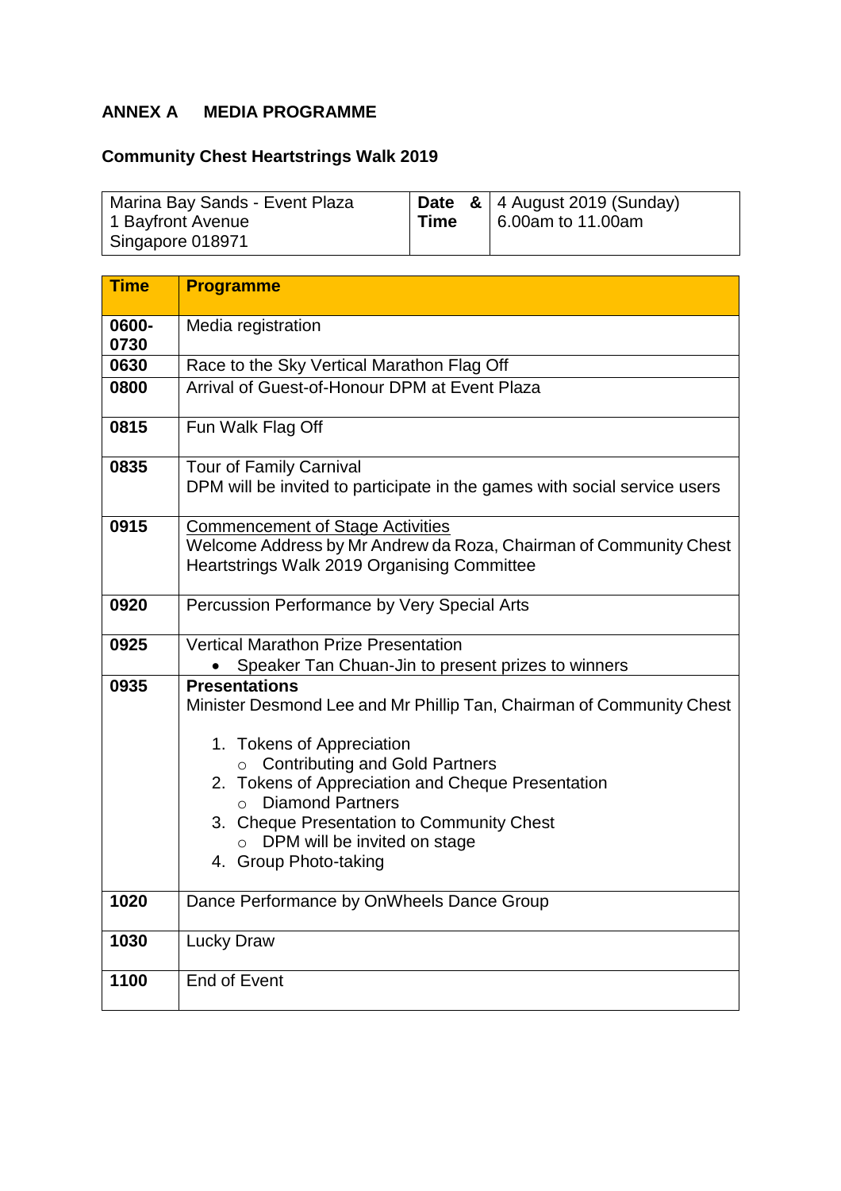## ANNEX A MEDIA PROGRAMME

### Community Chest Heartstrings Walk 2019

| Marina Bay Sands - Event Plaza<br>1 Bayfront Avenue<br>Singapore 018971 | **Date & Time** | 4 August 2019 (Sunday)<br>6.00am to 11.00am |
|---|---|---|

| Time | Programme |
|---|---|
| **0600-0730** | Media registration |
| **0630** | Race to the Sky Vertical Marathon Flag Off |
| **0800** | Arrival of Guest-of-Honour DPM at Event Plaza |
| **0815** | Fun Walk Flag Off |
| **0835** | Tour of Family Carnival<br>DPM will be invited to participate in the games with social service users |
| **0915** | <u>Commencement of Stage Activities</u><br>Welcome Address by Mr Andrew da Roza, Chairman of Community Chest Heartstrings Walk 2019 Organising Committee |
| **0920** | Percussion Performance by Very Special Arts |
| **0925** | Vertical Marathon Prize Presentation<br>• Speaker Tan Chuan-Jin to present prizes to winners |
| **0935** | **Presentations**<br>Minister Desmond Lee and Mr Phillip Tan, Chairman of Community Chest<br><br>1. Tokens of Appreciation<br>&nbsp;&nbsp;&nbsp;○ Contributing and Gold Partners<br>2. Tokens of Appreciation and Cheque Presentation<br>&nbsp;&nbsp;&nbsp;○ Diamond Partners<br>3. Cheque Presentation to Community Chest<br>&nbsp;&nbsp;&nbsp;○ DPM will be invited on stage<br>4. Group Photo-taking |
| **1020** | Dance Performance by OnWheels Dance Group |
| **1030** | Lucky Draw |
| **1100** | End of Event |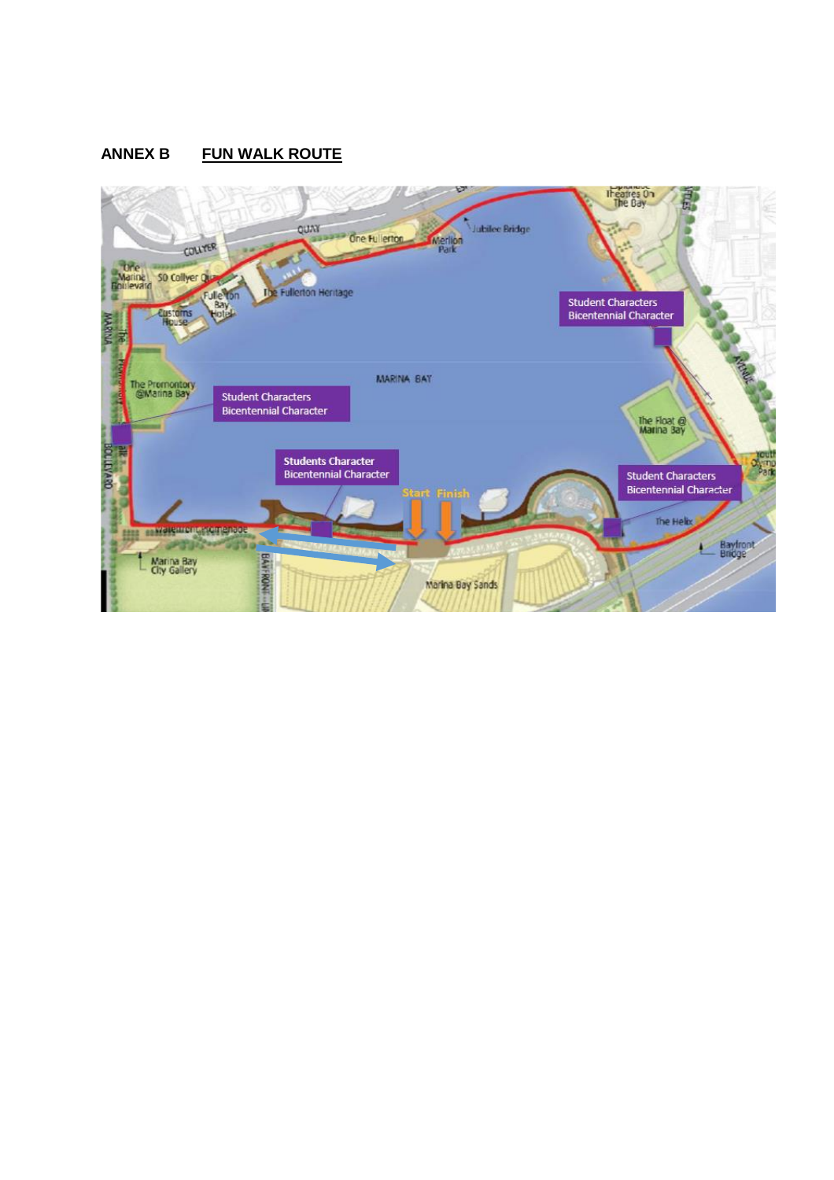**ANNEX B** **FUN WALK ROUTE**

Start
Finish
Student Characters
Bicentennial Character
Student Characters
Bicentennial Character
Students Character
Bicentennial Character
Student Characters
Bicentennial Character
MARINA BAY
Jubilee Bridge
Merlion Park
One Fullerton
The Fullerton Heritage
Fullerton Bay Hotel
Customs House
50 Collyer Quay
One Marina Boulevard
The Promontory @Marina Bay
Waterfront Promenade
Marina Bay City Gallery
Marina Bay Sands
The Helix
Bayfront Bridge
The Float @ Marina Bay
Theatres On The Bay